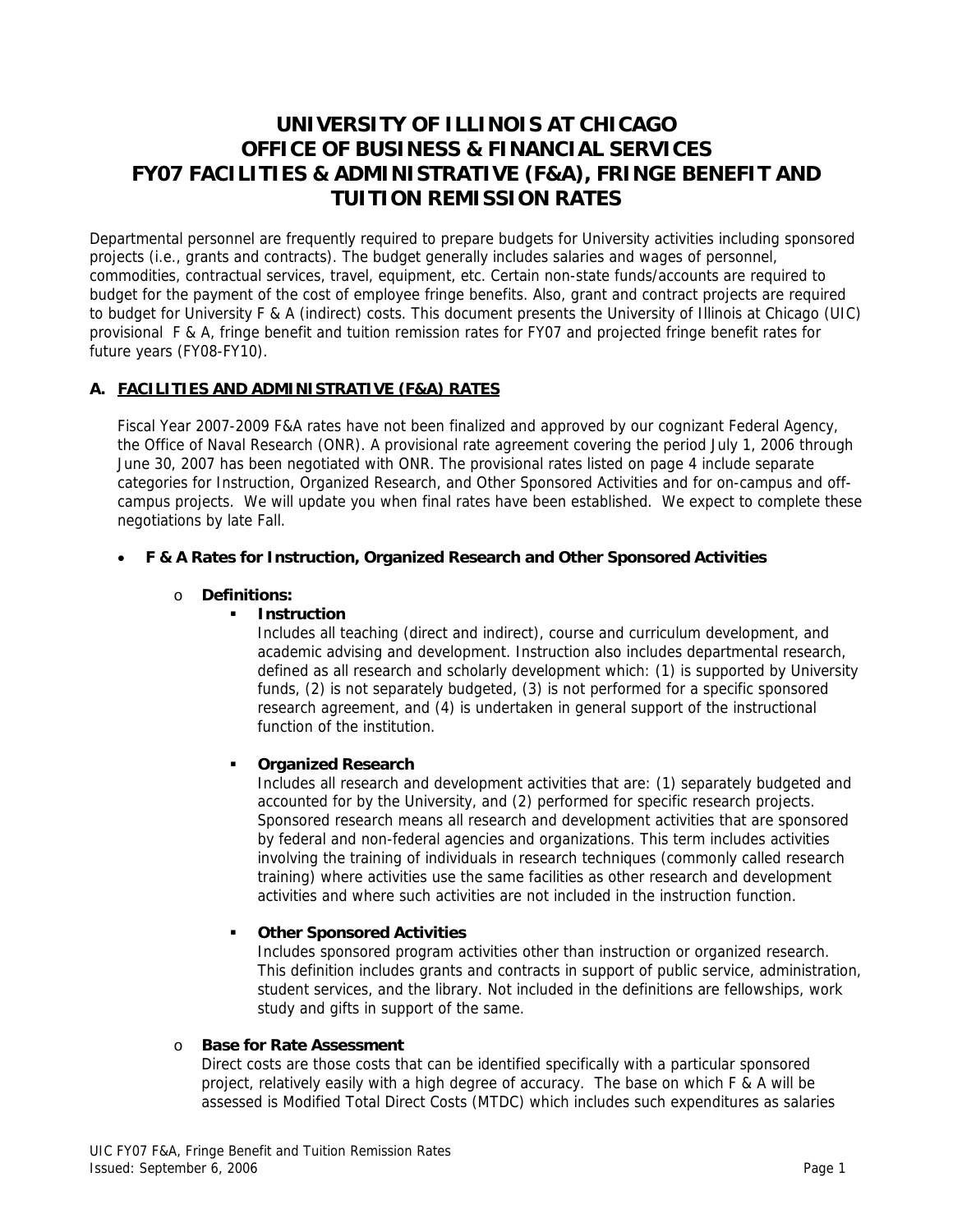# UNIVERSITY OF ILLINOIS AT CHICAGO
# OFFICE OF BUSINESS & FINANCIAL SERVICES
# FY07 FACILITIES & ADMINISTRATIVE (F&A), FRINGE BENEFIT AND TUITION REMISSION RATES

Departmental personnel are frequently required to prepare budgets for University activities including sponsored projects (i.e., grants and contracts). The budget generally includes salaries and wages of personnel, commodities, contractual services, travel, equipment, etc. Certain non-state funds/accounts are required to budget for the payment of the cost of employee fringe benefits. Also, grant and contract projects are required to budget for University F & A (indirect) costs. This document presents the University of Illinois at Chicago (UIC) provisional F & A, fringe benefit and tuition remission rates for FY07 and projected fringe benefit rates for future years (FY08-FY10).

## A. FACILITIES AND ADMINISTRATIVE (F&A) RATES

Fiscal Year 2007-2009 F&A rates have not been finalized and approved by our cognizant Federal Agency, the Office of Naval Research (ONR). A provisional rate agreement covering the period July 1, 2006 through June 30, 2007 has been negotiated with ONR. The provisional rates listed on page 4 include separate categories for Instruction, Organized Research, and Other Sponsored Activities and for on-campus and off-campus projects. We will update you when final rates have been established. We expect to complete these negotiations by late Fall.

- **F & A Rates for Instruction, Organized Research and Other Sponsored Activities**
  - **Definitions:**
    - **Instruction**
      Includes all teaching (direct and indirect), course and curriculum development, and academic advising and development. Instruction also includes departmental research, defined as all research and scholarly development which: (1) is supported by University funds, (2) is not separately budgeted, (3) is not performed for a specific sponsored research agreement, and (4) is undertaken in general support of the instructional function of the institution.
    - **Organized Research**
      Includes all research and development activities that are: (1) separately budgeted and accounted for by the University, and (2) performed for specific research projects. Sponsored research means all research and development activities that are sponsored by federal and non-federal agencies and organizations. This term includes activities involving the training of individuals in research techniques (commonly called research training) where activities use the same facilities as other research and development activities and where such activities are not included in the instruction function.
    - **Other Sponsored Activities**
      Includes sponsored program activities other than instruction or organized research. This definition includes grants and contracts in support of public service, administration, student services, and the library. Not included in the definitions are fellowships, work study and gifts in support of the same.
  - **Base for Rate Assessment**
    Direct costs are those costs that can be identified specifically with a particular sponsored project, relatively easily with a high degree of accuracy. The base on which F & A will be assessed is Modified Total Direct Costs (MTDC) which includes such expenditures as salaries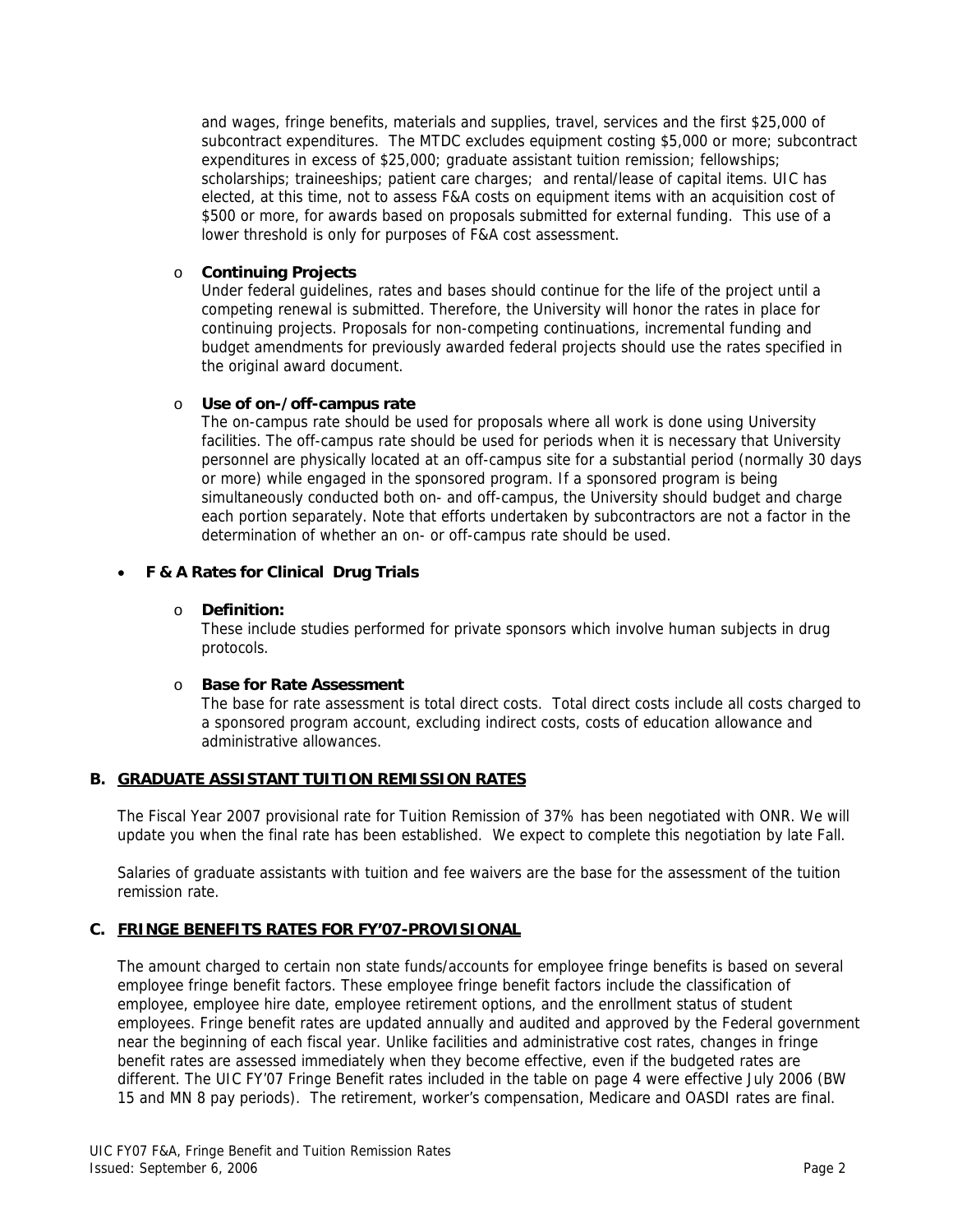and wages, fringe benefits, materials and supplies, travel, services and the first $25,000 of subcontract expenditures. The MTDC excludes equipment costing $5,000 or more; subcontract expenditures in excess of $25,000; graduate assistant tuition remission; fellowships; scholarships; traineeships; patient care charges; and rental/lease of capital items. UIC has elected, at this time, not to assess F&A costs on equipment items with an acquisition cost of $500 or more, for awards based on proposals submitted for external funding. This use of a lower threshold is only for purposes of F&A cost assessment.

- **Continuing Projects**
  Under federal guidelines, rates and bases should continue for the life of the project until a competing renewal is submitted. Therefore, the University will honor the rates in place for continuing projects. Proposals for non-competing continuations, incremental funding and budget amendments for previously awarded federal projects should use the rates specified in the original award document.

- **Use of on-/off-campus rate**
  The on-campus rate should be used for proposals where all work is done using University facilities. The off-campus rate should be used for periods when it is necessary that University personnel are physically located at an off-campus site for a substantial period (normally 30 days or more) while engaged in the sponsored program. If a sponsored program is being simultaneously conducted both on- and off-campus, the University should budget and charge each portion separately. Note that efforts undertaken by subcontractors are not a factor in the determination of whether an on- or off-campus rate should be used.

- **F & A Rates for Clinical Drug Trials**

  - **Definition:**
    These include studies performed for private sponsors which involve human subjects in drug protocols.

  - **Base for Rate Assessment**
    The base for rate assessment is total direct costs. Total direct costs include all costs charged to a sponsored program account, excluding indirect costs, costs of education allowance and administrative allowances.

## B. GRADUATE ASSISTANT TUITION REMISSION RATES

The Fiscal Year 2007 provisional rate for Tuition Remission of 37% has been negotiated with ONR. We will update you when the final rate has been established. We expect to complete this negotiation by late Fall.

Salaries of graduate assistants with tuition and fee waivers are the base for the assessment of the tuition remission rate.

## C. FRINGE BENEFITS RATES FOR FY'07-PROVISIONAL

The amount charged to certain non state funds/accounts for employee fringe benefits is based on several employee fringe benefit factors. These employee fringe benefit factors include the classification of employee, employee hire date, employee retirement options, and the enrollment status of student employees. Fringe benefit rates are updated annually and audited and approved by the Federal government near the beginning of each fiscal year. Unlike facilities and administrative cost rates, changes in fringe benefit rates are assessed immediately when they become effective, even if the budgeted rates are different. The UIC FY'07 Fringe Benefit rates included in the table on page 4 were effective July 2006 (BW 15 and MN 8 pay periods). The retirement, worker's compensation, Medicare and OASDI rates are final.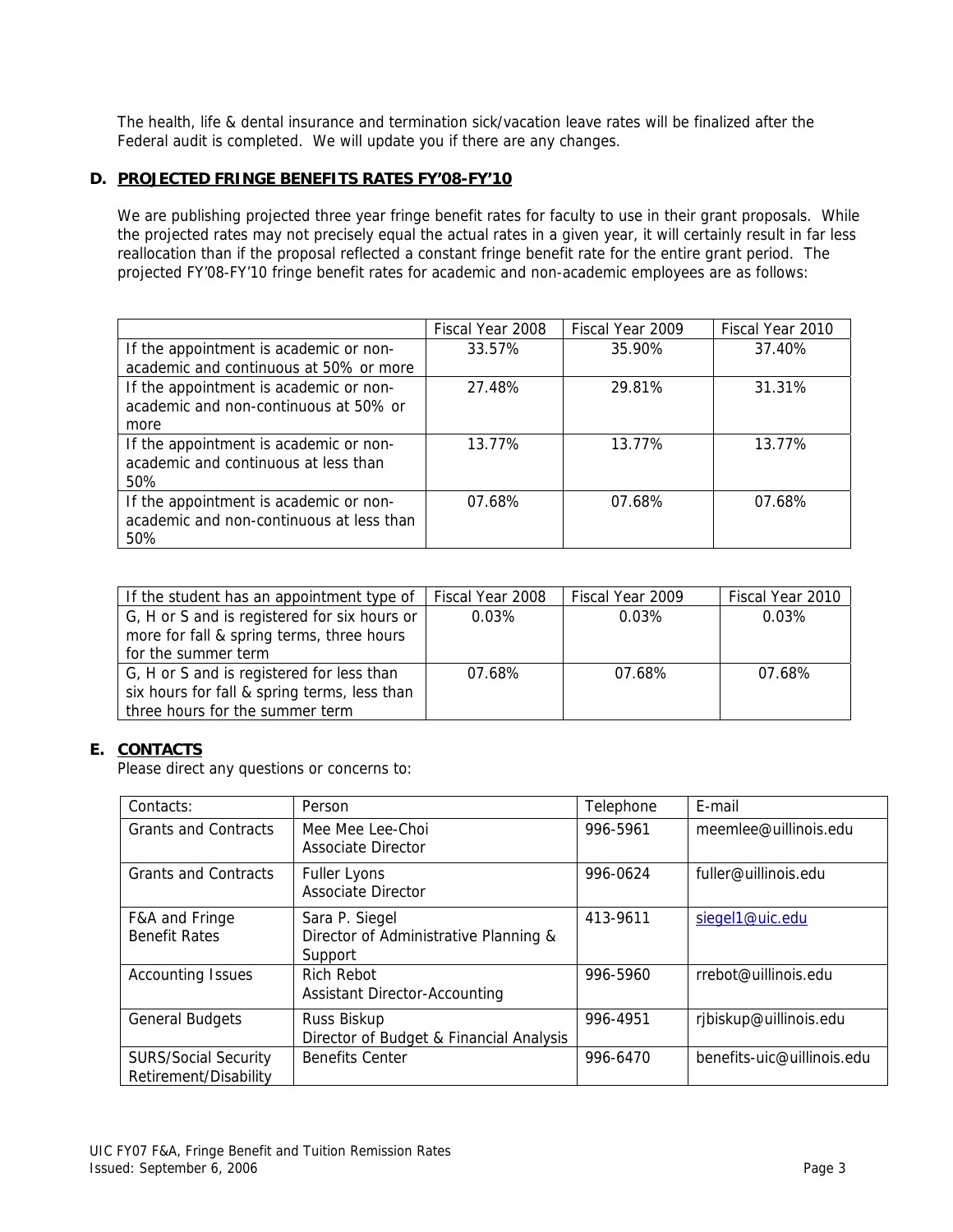The health, life & dental insurance and termination sick/vacation leave rates will be finalized after the Federal audit is completed. We will update you if there are any changes.

## D. PROJECTED FRINGE BENEFITS RATES FY'08-FY'10

We are publishing projected three year fringe benefit rates for faculty to use in their grant proposals. While the projected rates may not precisely equal the actual rates in a given year, it will certainly result in far less reallocation than if the proposal reflected a constant fringe benefit rate for the entire grant period. The projected FY'08-FY'10 fringe benefit rates for academic and non-academic employees are as follows:

| | Fiscal Year 2008 | Fiscal Year 2009 | Fiscal Year 2010 |
|---|---|---|---|
| If the appointment is academic or non-academic and continuous at 50% or more | 33.57% | 35.90% | 37.40% |
| If the appointment is academic or non-academic and non-continuous at 50% or more | 27.48% | 29.81% | 31.31% |
| If the appointment is academic or non-academic and continuous at less than 50% | 13.77% | 13.77% | 13.77% |
| If the appointment is academic or non-academic and non-continuous at less than 50% | 07.68% | 07.68% | 07.68% |

| If the student has an appointment type of | Fiscal Year 2008 | Fiscal Year 2009 | Fiscal Year 2010 |
|---|---|---|---|
| G, H or S and is registered for six hours or more for fall & spring terms, three hours for the summer term | 0.03% | 0.03% | 0.03% |
| G, H or S and is registered for less than six hours for fall & spring terms, less than three hours for the summer term | 07.68% | 07.68% | 07.68% |

## E. CONTACTS

Please direct any questions or concerns to:

| Contacts: | Person | Telephone | E-mail |
|---|---|---|---|
| Grants and Contracts | Mee Mee Lee-Choi<br>Associate Director | 996-5961 | meemlee@uillinois.edu |
| Grants and Contracts | Fuller Lyons<br>Associate Director | 996-0624 | fuller@uillinois.edu |
| F&A and Fringe Benefit Rates | Sara P. Siegel<br>Director of Administrative Planning & Support | 413-9611 | siegel1@uic.edu |
| Accounting Issues | Rich Rebot<br>Assistant Director-Accounting | 996-5960 | rrebot@uillinois.edu |
| General Budgets | Russ Biskup<br>Director of Budget & Financial Analysis | 996-4951 | rjbiskup@uillinois.edu |
| SURS/Social Security Retirement/Disability | Benefits Center | 996-6470 | benefits-uic@uillinois.edu |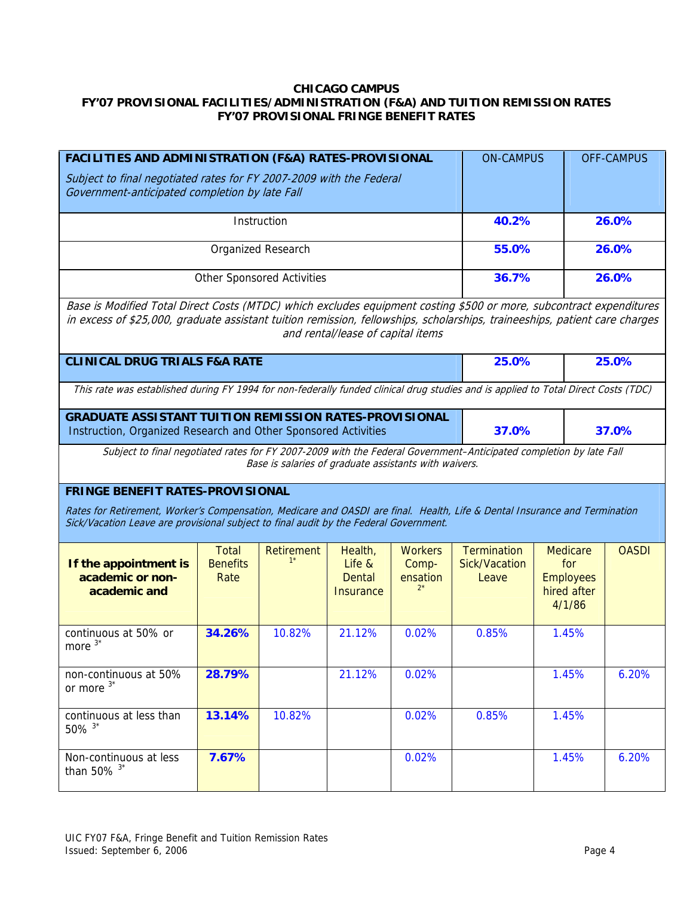**CHICAGO CAMPUS**
**FY'07 PROVISIONAL FACILITIES/ADMINISTRATION (F&A) AND TUITION REMISSION RATES**
**FY'07 PROVISIONAL FRINGE BENEFIT RATES**

| **FACILITIES AND ADMINISTRATION (F&A) RATES-PROVISIONAL** *Subject to final negotiated rates for FY 2007-2009 with the Federal Government-anticipated completion by late Fall* | ON-CAMPUS | OFF-CAMPUS |
|---|---|---|
| Instruction | **40.2%** | **26.0%** |
| Organized Research | **55.0%** | **26.0%** |
| Other Sponsored Activities | **36.7%** | **26.0%** |

*Base is Modified Total Direct Costs (MTDC) which excludes equipment costing $500 or more, subcontract expenditures in excess of $25,000, graduate assistant tuition remission, fellowships, scholarships, traineeships, patient care charges and rental/lease of capital items*

| **CLINICAL DRUG TRIALS F&A RATE** | **25.0%** | **25.0%** |
|---|---|---|

*This rate was established during FY 1994 for non-federally funded clinical drug studies and is applied to Total Direct Costs (TDC)*

| **GRADUATE ASSISTANT TUITION REMISSION RATES-PROVISIONAL** Instruction, Organized Research and Other Sponsored Activities | **37.0%** | **37.0%** |
|---|---|---|

*Subject to final negotiated rates for FY 2007-2009 with the Federal Government–Anticipated completion by late Fall*
*Base is salaries of graduate assistants with waivers.*

**FRINGE BENEFIT RATES-PROVISIONAL**

*Rates for Retirement, Worker's Compensation, Medicare and OASDI are final. Health, Life & Dental Insurance and Termination Sick/Vacation Leave are provisional subject to final audit by the Federal Government.*

| **If the appointment is academic or non-academic and** | Total Benefits Rate | Retirement [1*] | Health, Life & Dental Insurance | Workers Compensation [2*] | Termination Sick/Vacation Leave | Medicare for Employees hired after 4/1/86 | OASDI |
|---|---|---|---|---|---|---|---|
| continuous at 50% or more [3*] | **34.26%** | 10.82% | 21.12% | 0.02% | 0.85% | 1.45% | |
| non-continuous at 50% or more [3*] | **28.79%** | | 21.12% | 0.02% | | 1.45% | 6.20% |
| continuous at less than 50% [3*] | **13.14%** | 10.82% | | 0.02% | 0.85% | 1.45% | |
| Non-continuous at less than 50% [3*] | **7.67%** | | | 0.02% | | 1.45% | 6.20% |

UIC FY07 F&A, Fringe Benefit and Tuition Remission Rates
Issued: September 6, 2006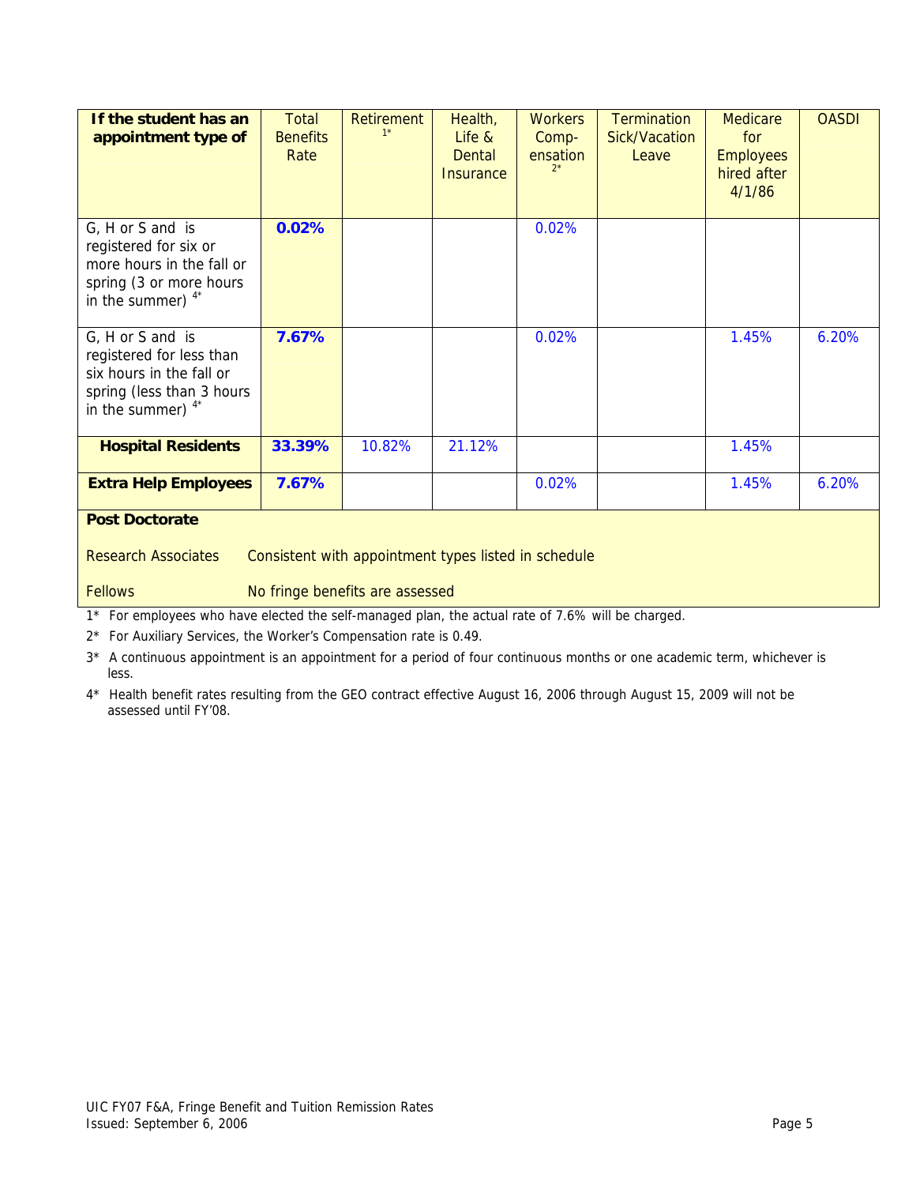| **If the student has an appointment type of** | Total Benefits Rate | Retirement [1*] | Health, Life & Dental Insurance | Workers Comp-ensation [2*] | Termination Sick/Vacation Leave | Medicare for Employees hired after 4/1/86 | OASDI |
|---|---|---|---|---|---|---|---|
| G, H or S and is registered for six or more hours in the fall or spring (3 or more hours in the summer) [4*] | **0.02%** | | | 0.02% | | | |
| G, H or S and is registered for less than six hours in the fall or spring (less than 3 hours in the summer) [4*] | **7.67%** | | | 0.02% | | 1.45% | 6.20% |
| **Hospital Residents** | **33.39%** | 10.82% | 21.12% | | | 1.45% | |
| **Extra Help Employees** | **7.67%** | | | 0.02% | | 1.45% | 6.20% |
| **Post Doctorate** | | | | | | | |
| Research Associates | Consistent with appointment types listed in schedule | | | | | | |
| Fellows | No fringe benefits are assessed | | | | | | |

1* For employees who have elected the self-managed plan, the actual rate of 7.6% will be charged.

2* For Auxiliary Services, the Worker's Compensation rate is 0.49.

3* A continuous appointment is an appointment for a period of four continuous months or one academic term, whichever is less.

4* Health benefit rates resulting from the GEO contract effective August 16, 2006 through August 15, 2009 will not be assessed until FY'08.